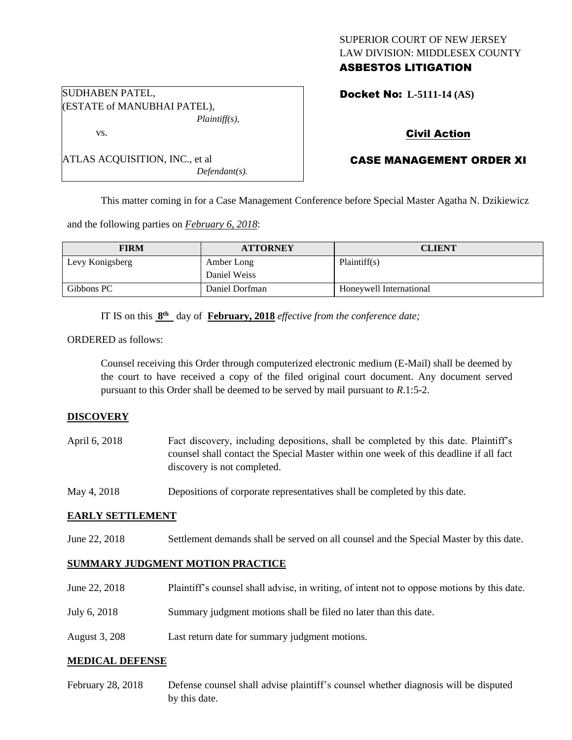SUPERIOR COURT OF NEW JERSEY
LAW DIVISION: MIDDLESEX COUNTY
**ASBESTOS LITIGATION**

SUDHABEN PATEL,
(ESTATE of MANUBHAI PATEL),
*Plaintiff(s),*

vs.

ATLAS ACQUISITION, INC., et al
*Defendant(s).*

**Docket No: L-5111-14 (AS)**

**Civil Action**

**CASE MANAGEMENT ORDER XI**

This matter coming in for a Case Management Conference before Special Master Agatha N. Dzikiewicz and the following parties on ***February 6, 2018***:

| FIRM | ATTORNEY | CLIENT |
| --- | --- | --- |
| Levy Konigsberg | Amber Long<br>Daniel Weiss | Plaintiff(s) |
| Gibbons PC | Daniel Dorfman | Honeywell International |

IT IS on this **8th** day of **February, 2018** *effective from the conference date;*

ORDERED as follows:

Counsel receiving this Order through computerized electronic medium (E-Mail) shall be deemed by the court to have received a copy of the filed original court document. Any document served pursuant to this Order shall be deemed to be served by mail pursuant to *R*.1:5-2.

**DISCOVERY**

April 6, 2018 — Fact discovery, including depositions, shall be completed by this date. Plaintiff's counsel shall contact the Special Master within one week of this deadline if all fact discovery is not completed.

May 4, 2018 — Depositions of corporate representatives shall be completed by this date.

**EARLY SETTLEMENT**

June 22, 2018 — Settlement demands shall be served on all counsel and the Special Master by this date.

**SUMMARY JUDGMENT MOTION PRACTICE**

June 22, 2018 — Plaintiff's counsel shall advise, in writing, of intent not to oppose motions by this date.

July 6, 2018 — Summary judgment motions shall be filed no later than this date.

August 3, 208 — Last return date for summary judgment motions.

**MEDICAL DEFENSE**

February 28, 2018 — Defense counsel shall advise plaintiff's counsel whether diagnosis will be disputed by this date.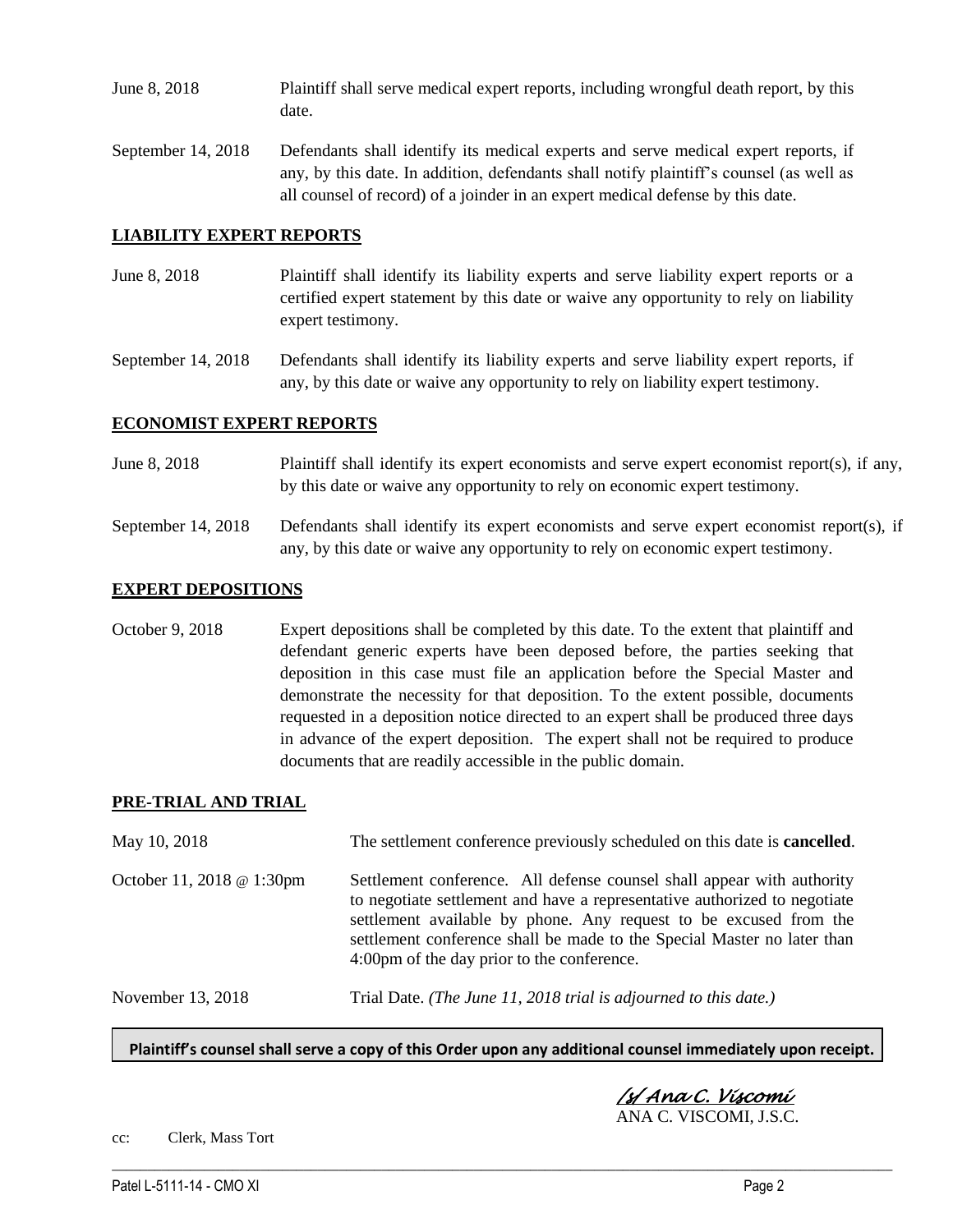June 8, 2018 Plaintiff shall serve medical expert reports, including wrongful death report, by this date.

September 14, 2018 Defendants shall identify its medical experts and serve medical expert reports, if any, by this date. In addition, defendants shall notify plaintiff's counsel (as well as all counsel of record) of a joinder in an expert medical defense by this date.

## LIABILITY EXPERT REPORTS

June 8, 2018 Plaintiff shall identify its liability experts and serve liability expert reports or a certified expert statement by this date or waive any opportunity to rely on liability expert testimony.

September 14, 2018 Defendants shall identify its liability experts and serve liability expert reports, if any, by this date or waive any opportunity to rely on liability expert testimony.

## ECONOMIST EXPERT REPORTS

June 8, 2018 Plaintiff shall identify its expert economists and serve expert economist report(s), if any, by this date or waive any opportunity to rely on economic expert testimony.

September 14, 2018 Defendants shall identify its expert economists and serve expert economist report(s), if any, by this date or waive any opportunity to rely on economic expert testimony.

## EXPERT DEPOSITIONS

October 9, 2018 Expert depositions shall be completed by this date. To the extent that plaintiff and defendant generic experts have been deposed before, the parties seeking that deposition in this case must file an application before the Special Master and demonstrate the necessity for that deposition. To the extent possible, documents requested in a deposition notice directed to an expert shall be produced three days in advance of the expert deposition. The expert shall not be required to produce documents that are readily accessible in the public domain.

## PRE-TRIAL AND TRIAL

May 10, 2018 The settlement conference previously scheduled on this date is **cancelled**.

October 11, 2018 @ 1:30pm Settlement conference. All defense counsel shall appear with authority to negotiate settlement and have a representative authorized to negotiate settlement available by phone. Any request to be excused from the settlement conference shall be made to the Special Master no later than 4:00pm of the day prior to the conference.

November 13, 2018 Trial Date. *(The June 11, 2018 trial is adjourned to this date.)*

**Plaintiff's counsel shall serve a copy of this Order upon any additional counsel immediately upon receipt.**

*/s/ Ana C. Viscomi*
ANA C. VISCOMI, J.S.C.

cc: Clerk, Mass Tort

Patel L-5111-14 - CMO XI